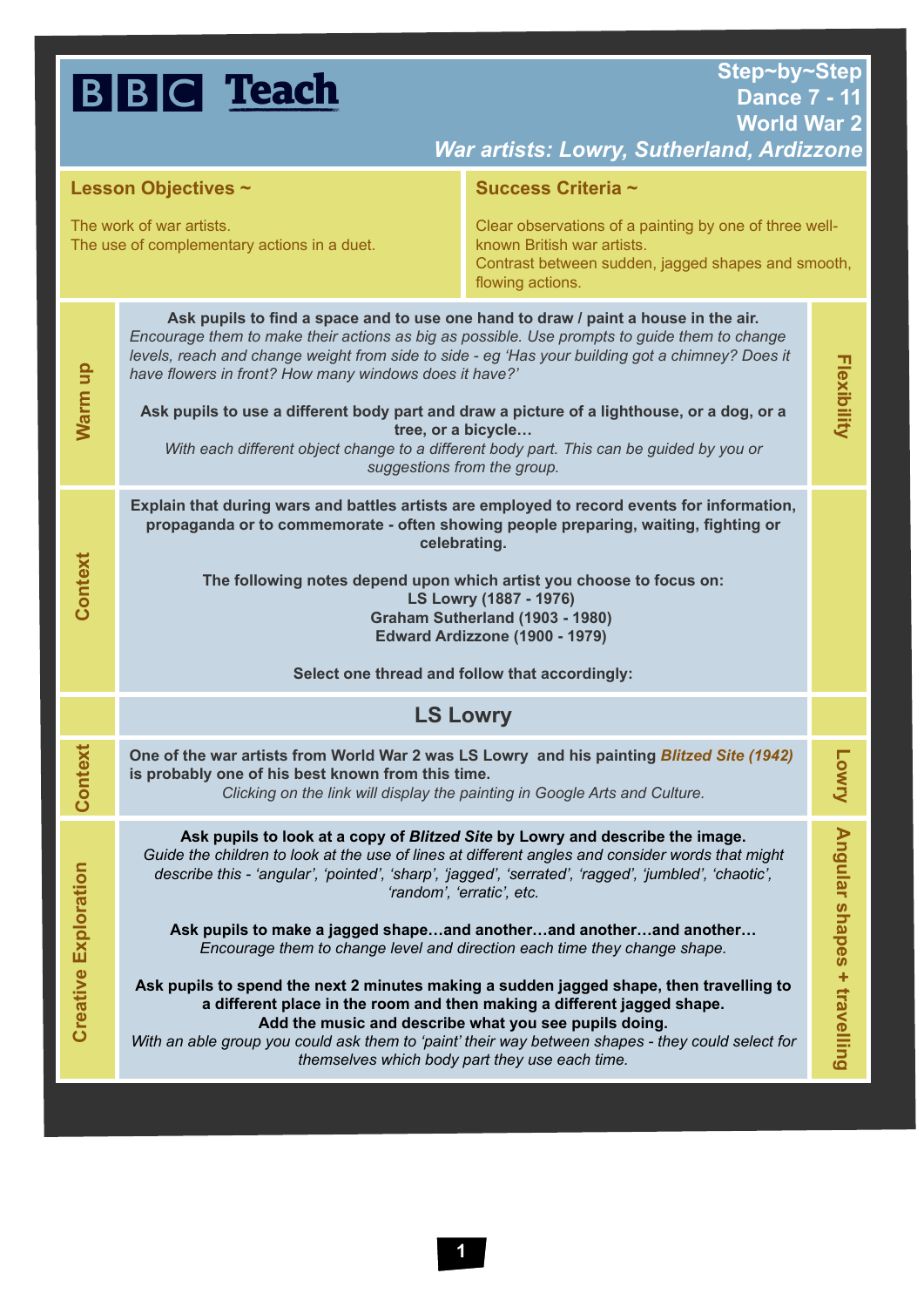BBC Teach

**Step~by~Step**
**Dance 7 - 11**
**World War 2**
***War artists: Lowry, Sutherland, Ardizzone***

| Lesson Objectives ~ | Success Criteria ~ |
|---|---|
| The work of war artists.<br>The use of complementary actions in a duet. | Clear observations of a painting by one of three well-known British war artists.<br>Contrast between sudden, jagged shapes and smooth, flowing actions. |

## Warm up

*Flexibility*

**Ask pupils to find a space and to use one hand to draw / paint a house in the air.**
*Encourage them to make their actions as big as possible. Use prompts to guide them to change levels, reach and change weight from side to side - eg 'Has your building got a chimney? Does it have flowers in front? How many windows does it have?'*

**Ask pupils to use a different body part and draw a picture of a lighthouse, or a dog, or a tree, or a bicycle…**
*With each different object change to a different body part. This can be guided by you or suggestions from the group.*

## Context

**Explain that during wars and battles artists are employed to record events for information, propaganda or to commemorate - often showing people preparing, waiting, fighting or celebrating.**

**The following notes depend upon which artist you choose to focus on:**
**LS Lowry (1887 - 1976)**
**Graham Sutherland (1903 - 1980)**
**Edward Ardizzone (1900 - 1979)**

**Select one thread and follow that accordingly:**

## LS Lowry

### Context

*Lowry*

**One of the war artists from World War 2 was LS Lowry and his painting *Blitzed Site (1942)* is probably one of his best known from this time.**
*Clicking on the link will display the painting in Google Arts and Culture.*

### Creative Exploration

*Angular shapes + travelling*

**Ask pupils to look at a copy of *Blitzed Site* by Lowry and describe the image.**
*Guide the children to look at the use of lines at different angles and consider words that might describe this - 'angular', 'pointed', 'sharp', 'jagged', 'serrated', 'ragged', 'jumbled', 'chaotic', 'random', 'erratic', etc.*

**Ask pupils to make a jagged shape…and another…and another…and another…**
*Encourage them to change level and direction each time they change shape.*

**Ask pupils to spend the next 2 minutes making a sudden jagged shape, then travelling to a different place in the room and then making a different jagged shape.**
**Add the music and describe what you see pupils doing.**
*With an able group you could ask them to 'paint' their way between shapes - they could select for themselves which body part they use each time.*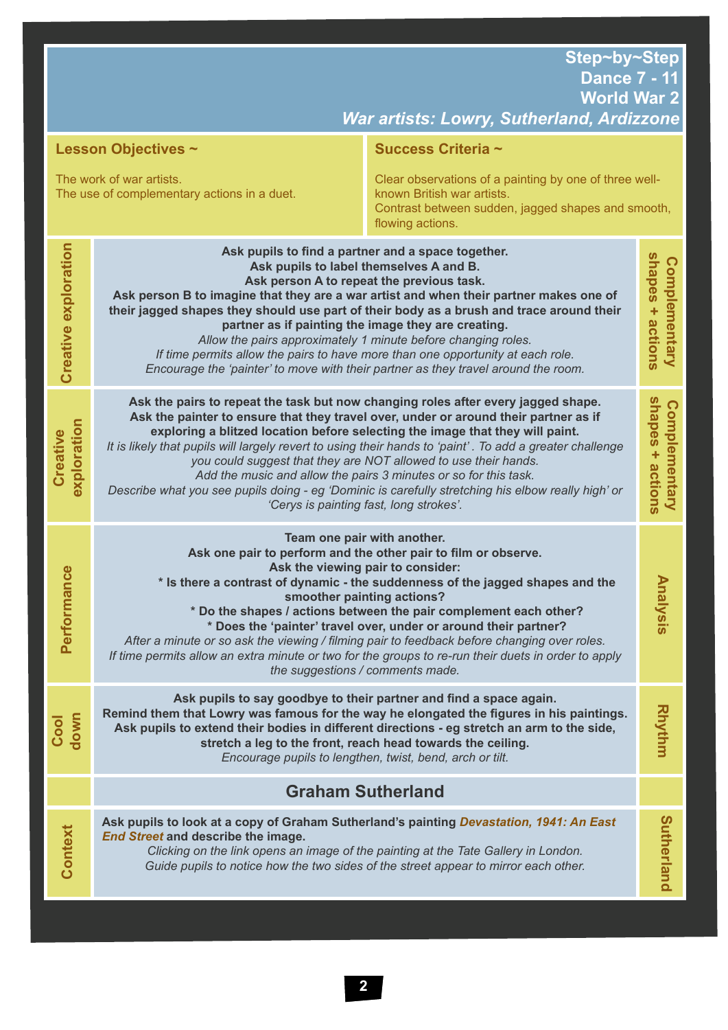# Step~by~Step
## Dance 7 - 11
## World War 2
### *War artists: Lowry, Sutherland, Ardizzone*

| Lesson Objectives ~ | Success Criteria ~ |
|---|---|
| The work of war artists.<br>The use of complementary actions in a duet. | Clear observations of a painting by one of three well-known British war artists.<br>Contrast between sudden, jagged shapes and smooth, flowing actions. |

| | | |
|---|---|---|
| **Creative exploration** | **Ask pupils to find a partner and a space together.**<br>**Ask pupils to label themselves A and B.**<br>**Ask person A to repeat the previous task.**<br>**Ask person B to imagine that they are a war artist and when their partner makes one of their jagged shapes they should use part of their body as a brush and trace around their partner as if painting the image they are creating.**<br>*Allow the pairs approximately 1 minute before changing roles.*<br>*If time permits allow the pairs to have more than one opportunity at each role.*<br>*Encourage the 'painter' to move with their partner as they travel around the room.* | **Complementary shapes + actions** |
| **Creative exploration** | **Ask the pairs to repeat the task but now changing roles after every jagged shape.**<br>**Ask the painter to ensure that they travel over, under or around their partner as if exploring a blitzed location before selecting the image that they will paint.**<br>*It is likely that pupils will largely revert to using their hands to 'paint'. To add a greater challenge you could suggest that they are NOT allowed to use their hands.*<br>*Add the music and allow the pairs 3 minutes or so for this task.*<br>*Describe what you see pupils doing - eg 'Dominic is carefully stretching his elbow really high' or 'Cerys is painting fast, long strokes'.* | **Complementary shapes + actions** |
| **Performance** | **Team one pair with another.**<br>**Ask one pair to perform and the other pair to film or observe.**<br>**Ask the viewing pair to consider:**<br>**\* Is there a contrast of dynamic - the suddenness of the jagged shapes and the smoother painting actions?**<br>**\* Do the shapes / actions between the pair complement each other?**<br>**\* Does the 'painter' travel over, under or around their partner?**<br>*After a minute or so ask the viewing / filming pair to feedback before changing over roles.*<br>*If time permits allow an extra minute or two for the groups to re-run their duets in order to apply the suggestions / comments made.* | **Analysis** |
| **Cool down** | **Ask pupils to say goodbye to their partner and find a space again.**<br>**Remind them that Lowry was famous for the way he elongated the figures in his paintings.**<br>**Ask pupils to extend their bodies in different directions - eg stretch an arm to the side, stretch a leg to the front, reach head towards the ceiling.**<br>*Encourage pupils to lengthen, twist, bend, arch or tilt.* | **Rhythm** |
| | **Graham Sutherland** | |
| **Context** | **Ask pupils to look at a copy of Graham Sutherland's painting *Devastation, 1941: An East End Street* and describe the image.**<br>*Clicking on the link opens an image of the painting at the Tate Gallery in London.*<br>*Guide pupils to notice how the two sides of the street appear to mirror each other.* | **Sutherland** |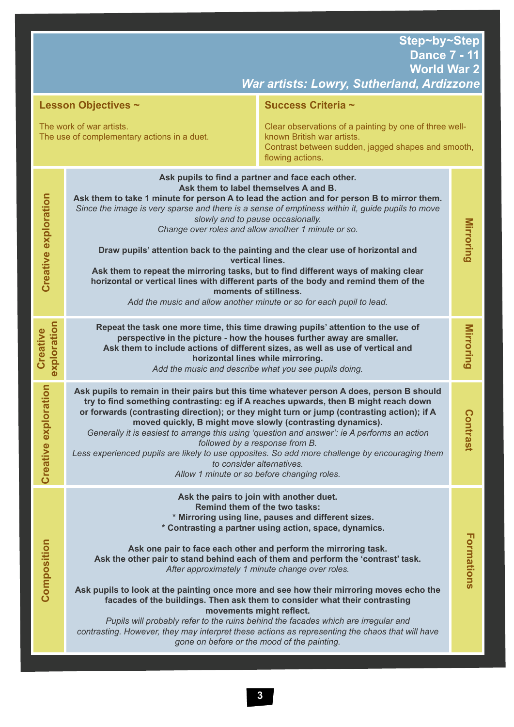# Step~by~Step
## Dance 7 - 11
## World War 2
### *War artists: Lowry, Sutherland, Ardizzone*

| **Lesson Objectives ~** | **Success Criteria ~** |
| --- | --- |
| The work of war artists.<br>The use of complementary actions in a duet. | Clear observations of a painting by one of three well-known British war artists.<br>Contrast between sudden, jagged shapes and smooth, flowing actions. |

| | | |
| --- | --- | --- |
| **Creative exploration** | **Ask pupils to find a partner and face each other.**<br>**Ask them to label themselves A and B.**<br>**Ask them to take 1 minute for person A to lead the action and for person B to mirror them.**<br>*Since the image is very sparse and there is a sense of emptiness within it, guide pupils to move slowly and to pause occasionally.*<br>*Change over roles and allow another 1 minute or so.*<br><br>**Draw pupils' attention back to the painting and the clear use of horizontal and vertical lines.**<br>**Ask them to repeat the mirroring tasks, but to find different ways of making clear horizontal or vertical lines with different parts of the body and remind them of the moments of stillness.**<br>*Add the music and allow another minute or so for each pupil to lead.* | **Mirroring** |
| **Creative exploration** | **Repeat the task one more time, this time drawing pupils' attention to the use of perspective in the picture - how the houses further away are smaller.**<br>**Ask them to include actions of different sizes, as well as use of vertical and horizontal lines while mirroring.**<br>*Add the music and describe what you see pupils doing.* | **Mirroring** |
| **Creative exploration** | **Ask pupils to remain in their pairs but this time whatever person A does, person B should try to find something contrasting: eg if A reaches upwards, then B might reach down or forwards (contrasting direction); or they might turn or jump (contrasting action); if A moved quickly, B might move slowly (contrasting dynamics).**<br>*Generally it is easiest to arrange this using 'question and answer': ie A performs an action followed by a response from B.*<br>*Less experienced pupils are likely to use opposites. So add more challenge by encouraging them to consider alternatives.*<br>*Allow 1 minute or so before changing roles.* | **Contrast** |
| **Composition** | **Ask the pairs to join with another duet.**<br>**Remind them of the two tasks:**<br>**\* Mirroring using line, pauses and different sizes.**<br>**\* Contrasting a partner using action, space, dynamics.**<br><br>**Ask one pair to face each other and perform the mirroring task.**<br>**Ask the other pair to stand behind each of them and perform the 'contrast' task.**<br>*After approximately 1 minute change over roles.*<br><br>**Ask pupils to look at the painting once more and see how their mirroring moves echo the facades of the buildings. Then ask them to consider what their contrasting movements might reflect.**<br>*Pupils will probably refer to the ruins behind the facades which are irregular and contrasting. However, they may interpret these actions as representing the chaos that will have gone on before or the mood of the painting.* | **Formations** |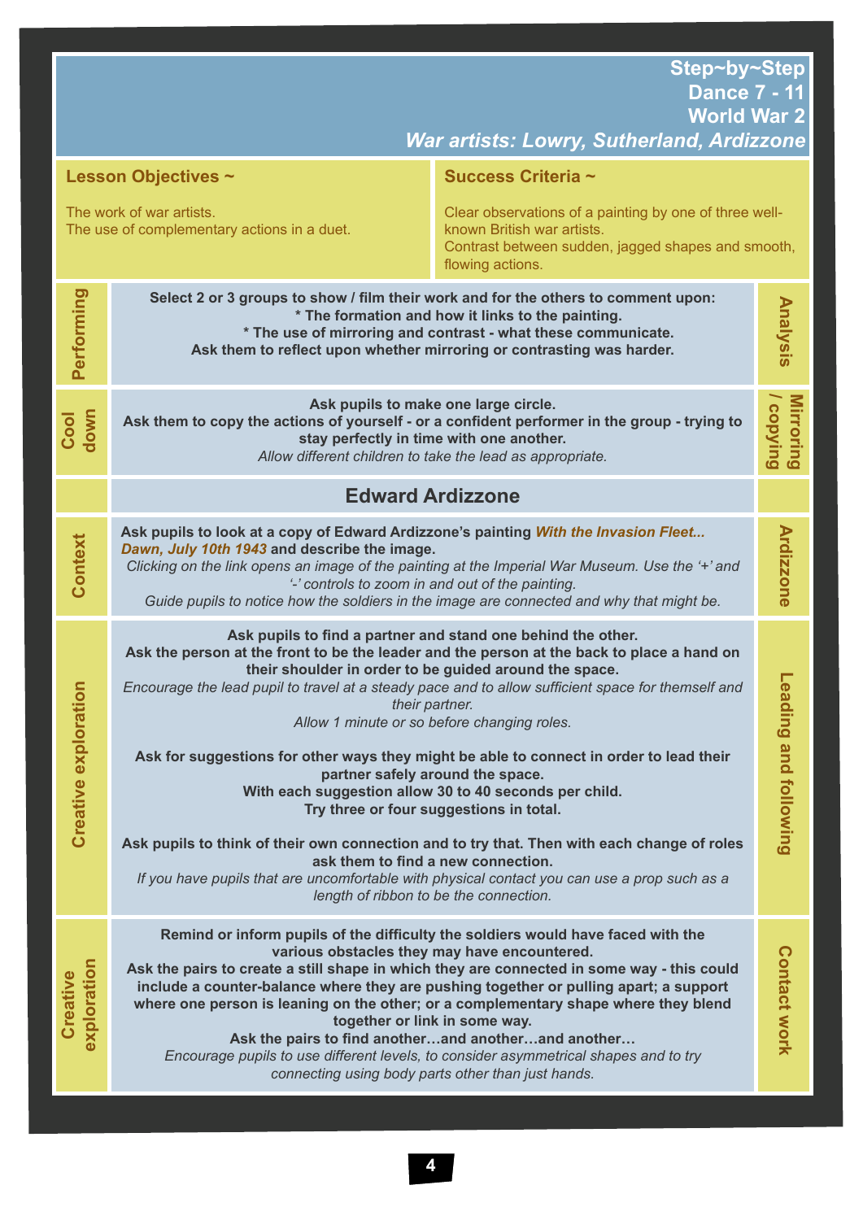# Step~by~Step
## Dance 7 - 11
## World War 2
### *War artists: Lowry, Sutherland, Ardizzone*

| **Lesson Objectives ~** | **Success Criteria ~** |
|---|---|
| The work of war artists.<br>The use of complementary actions in a duet. | Clear observations of a painting by one of three well-known British war artists.<br>Contrast between sudden, jagged shapes and smooth, flowing actions. |

| Section | Activity | Focus |
|---|---|---|
| **Performing** | **Select 2 or 3 groups to show / film their work and for the others to comment upon:**<br>**\* The formation and how it links to the painting.**<br>**\* The use of mirroring and contrast - what these communicate.**<br>**Ask them to reflect upon whether mirroring or contrasting was harder.** | **Analysis** |
| **Cool down** | **Ask pupils to make one large circle.**<br>**Ask them to copy the actions of yourself - or a confident performer in the group - trying to stay perfectly in time with one another.**<br>*Allow different children to take the lead as appropriate.* | **Mirroring / copying** |
| | **Edward Ardizzone** | |
| **Context** | **Ask pupils to look at a copy of Edward Ardizzone's painting *With the Invasion Fleet... Dawn, July 10th 1943* and describe the image.**<br>*Clicking on the link opens an image of the painting at the Imperial War Museum. Use the '+' and '-' controls to zoom in and out of the painting.*<br>*Guide pupils to notice how the soldiers in the image are connected and why that might be.* | **Ardizzone** |
| **Creative exploration** | **Ask pupils to find a partner and stand one behind the other.**<br>**Ask the person at the front to be the leader and the person at the back to place a hand on their shoulder in order to be guided around the space.**<br>*Encourage the lead pupil to travel at a steady pace and to allow sufficient space for themself and their partner.*<br>*Allow 1 minute or so before changing roles.*<br><br>**Ask for suggestions for other ways they might be able to connect in order to lead their partner safely around the space.**<br>**With each suggestion allow 30 to 40 seconds per child.**<br>**Try three or four suggestions in total.**<br><br>**Ask pupils to think of their own connection and to try that. Then with each change of roles ask them to find a new connection.**<br>*If you have pupils that are uncomfortable with physical contact you can use a prop such as a length of ribbon to be the connection.* | **Leading and following** |
| **Creative exploration** | **Remind or inform pupils of the difficulty the soldiers would have faced with the various obstacles they may have encountered.**<br>**Ask the pairs to create a still shape in which they are connected in some way - this could include a counter-balance where they are pushing together or pulling apart; a support where one person is leaning on the other; or a complementary shape where they blend together or link in some way.**<br>**Ask the pairs to find another…and another…and another…**<br>*Encourage pupils to use different levels, to consider asymmetrical shapes and to try connecting using body parts other than just hands.* | **Contact work** |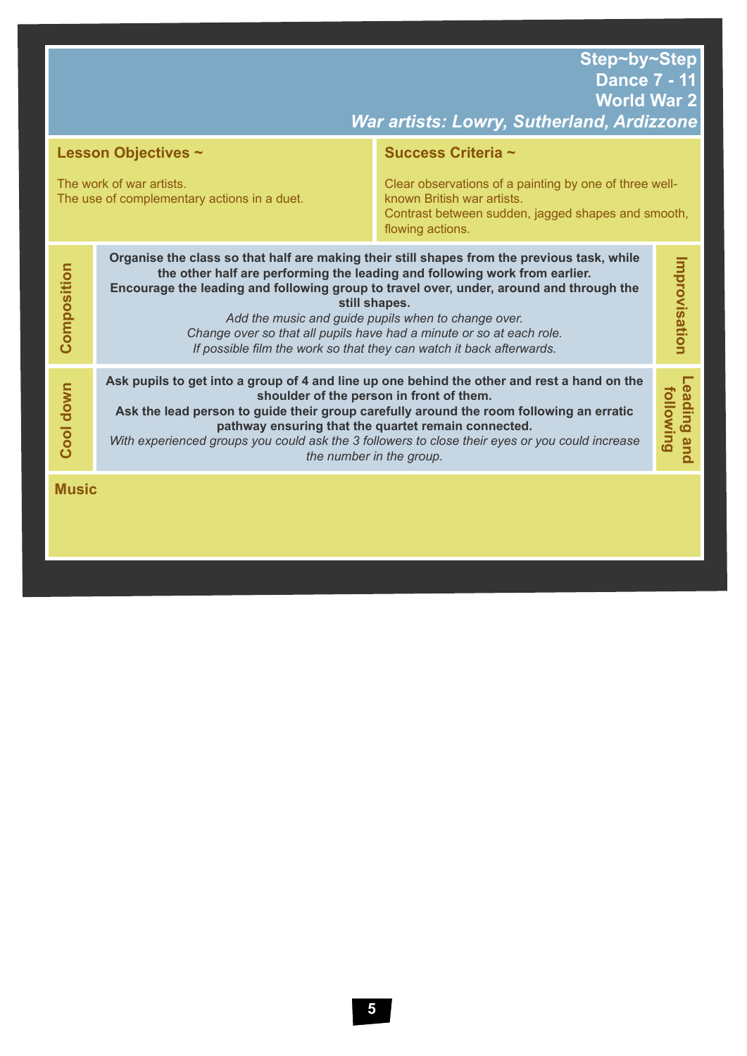# Step~by~Step
## Dance 7 - 11
## World War 2
## *War artists: Lowry, Sutherland, Ardizzone*

**Lesson Objectives ~**

The work of war artists.
The use of complementary actions in a duet.

**Success Criteria ~**

Clear observations of a painting by one of three well-known British war artists.
Contrast between sudden, jagged shapes and smooth, flowing actions.

### Composition — Improvisation

**Organise the class so that half are making their still shapes from the previous task, while the other half are performing the leading and following work from earlier.**
**Encourage the leading and following group to travel over, under, around and through the still shapes.**
*Add the music and guide pupils when to change over.*
*Change over so that all pupils have had a minute or so at each role.*
*If possible film the work so that they can watch it back afterwards.*

### Cool down — Leading and following

**Ask pupils to get into a group of 4 and line up one behind the other and rest a hand on the shoulder of the person in front of them.**
**Ask the lead person to guide their group carefully around the room following an erratic pathway ensuring that the quartet remain connected.**
*With experienced groups you could ask the 3 followers to close their eyes or you could increase the number in the group.*

**Music**